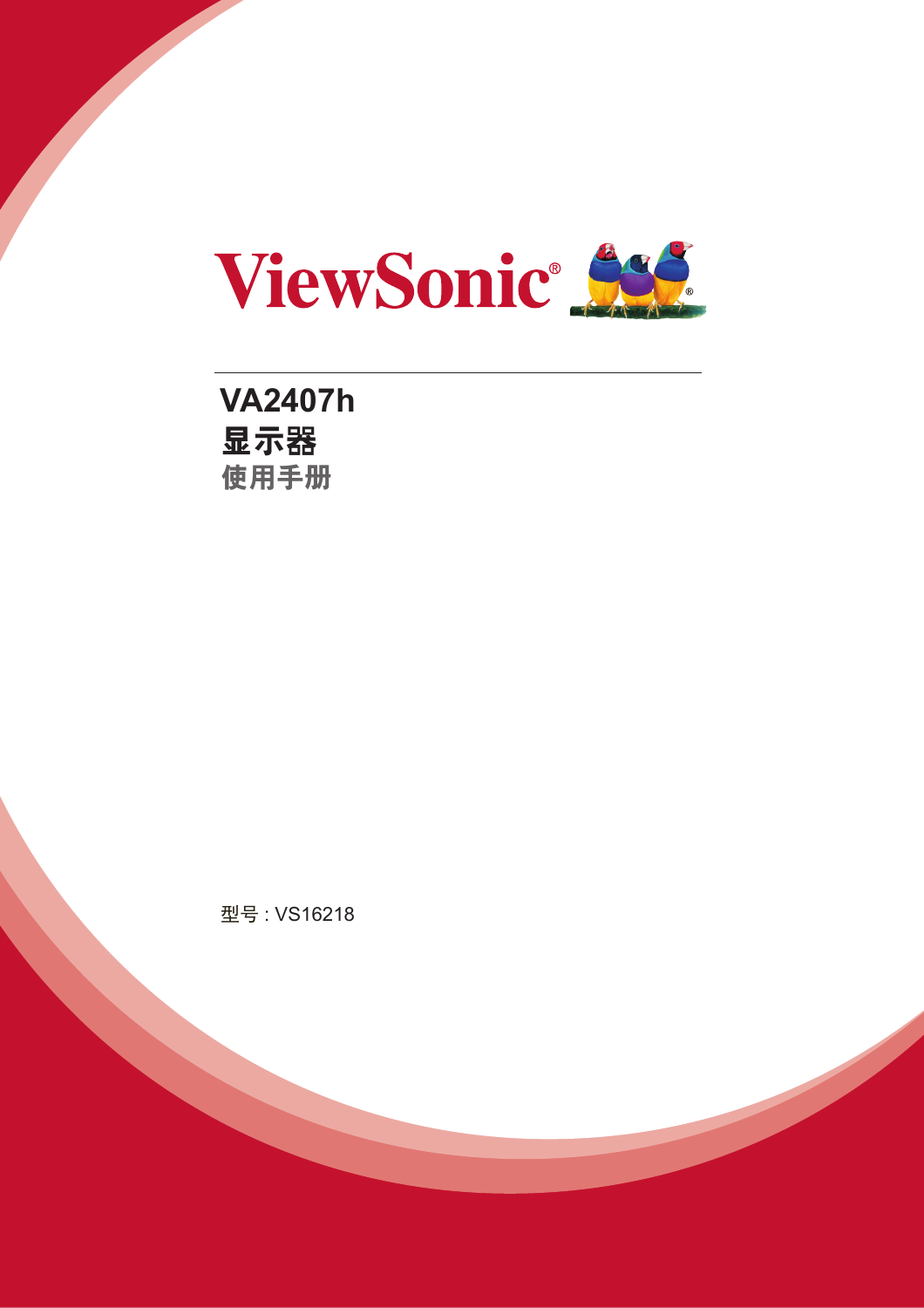ViewSonic®

# VA2407h

## 显示器

### 使用手册

型号 : VS16218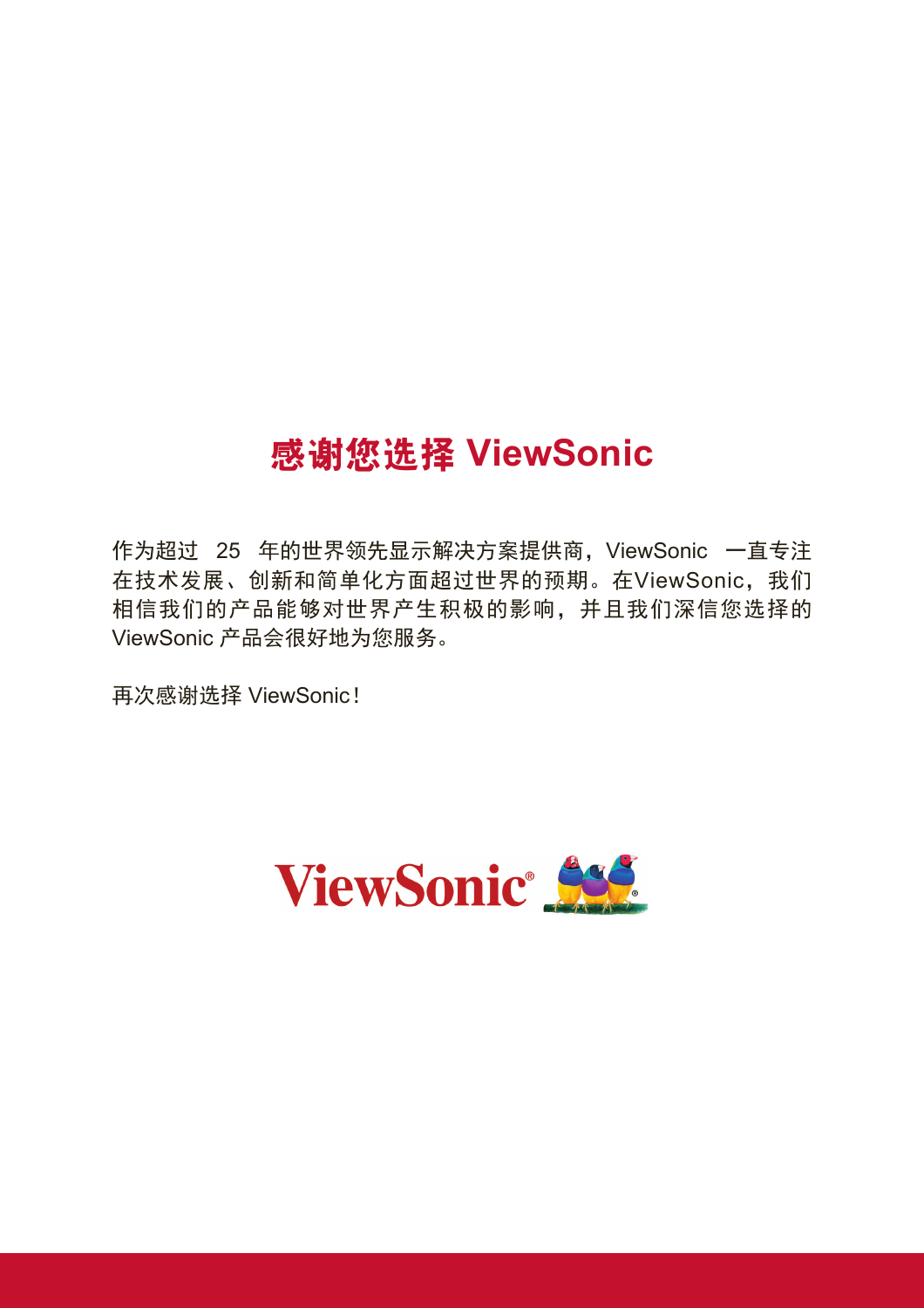# 感谢您选择 ViewSonic

作为超过 25 年的世界领先显示解决方案提供商，ViewSonic 一直专注在技术发展、创新和简单化方面超过世界的预期。在ViewSonic，我们相信我们的产品能够对世界产生积极的影响，并且我们深信您选择的 ViewSonic 产品会很好地为您服务。

再次感谢选择 ViewSonic！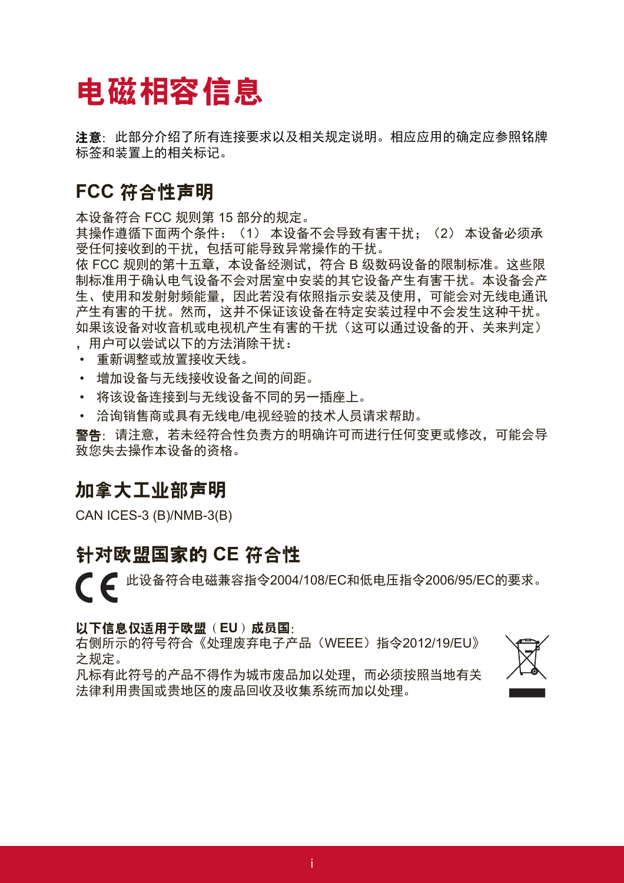# 电磁相容信息

**注意**：此部分介绍了所有连接要求以及相关规定说明。相应应用的确定应参照铭牌标签和装置上的相关标记。

## FCC 符合性声明

本设备符合 FCC 规则第 15 部分的规定。
其操作遵循下面两个条件：（1） 本设备不会导致有害干扰；（2） 本设备必须承受任何接收到的干扰，包括可能导致异常操作的干扰。
依 FCC 规则的第十五章，本设备经测试，符合 B 级数码设备的限制标准。这些限制标准用于确认电气设备不会对居室中安装的其它设备产生有害干扰。本设备会产生、使用和发射射频能量，因此若没有依照指示安装及使用，可能会对无线电通讯产生有害的干扰。然而，这并不保证该设备在特定安装过程中不会发生这种干扰。如果该设备对收音机或电视机产生有害的干扰（这可以通过设备的开、关来判定），用户可以尝试以下的方法消除干扰：

- 重新调整或放置接收天线。
- 增加设备与无线接收设备之间的间距。
- 将该设备连接到与无线设备不同的另一插座上。
- 洽询销售商或具有无线电/电视经验的技术人员请求帮助。

**警告**：请注意，若未经符合性负责方的明确许可而进行任何变更或修改，可能会导致您失去操作本设备的资格。

## 加拿大工业部声明

CAN ICES-3 (B)/NMB-3(B)

## 针对欧盟国家的 CE 符合性

此设备符合电磁兼容指令2004/108/EC和低电压指令2006/95/EC的要求。

**以下信息仅适用于欧盟（EU）成员国**：
右侧所示的符号符合《处理废弃电子产品（WEEE）指令2012/19/EU》之规定。
凡标有此符号的产品不得作为城市废品加以处理，而必须按照当地有关法律利用贵国或贵地区的废品回收及收集系统而加以处理。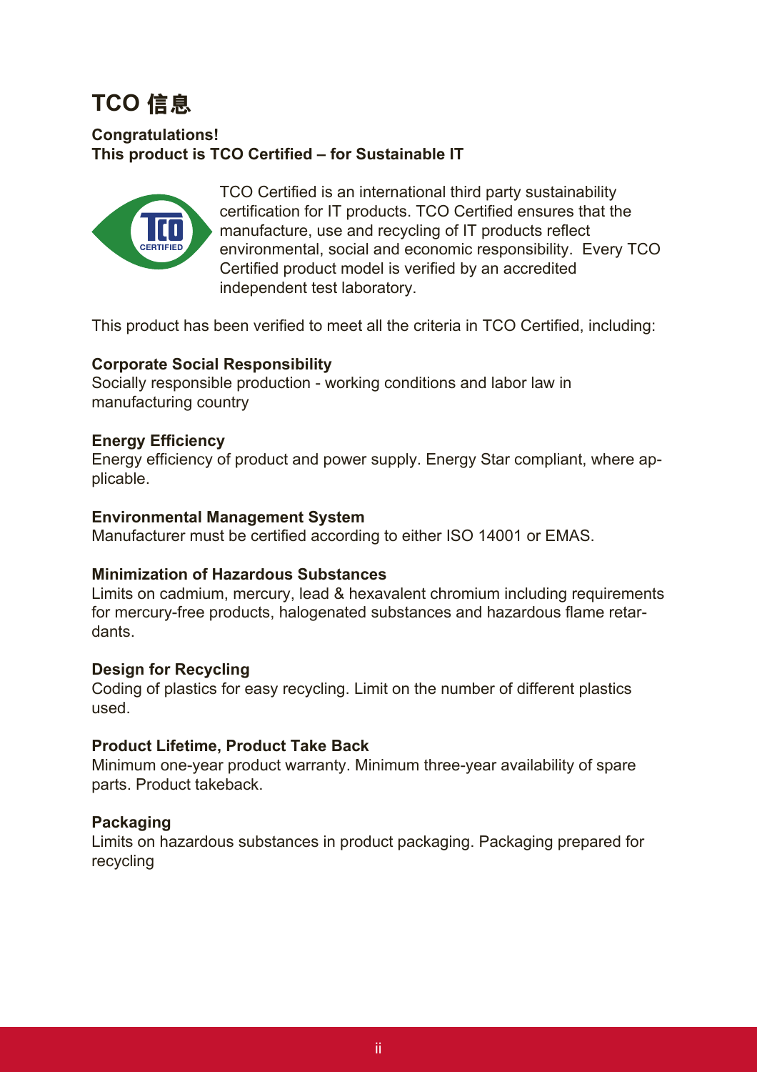# TCO 信息

**Congratulations!**
**This product is TCO Certified – for Sustainable IT**

TCO Certified is an international third party sustainability certification for IT products. TCO Certified ensures that the manufacture, use and recycling of IT products reflect environmental, social and economic responsibility. Every TCO Certified product model is verified by an accredited independent test laboratory.

This product has been verified to meet all the criteria in TCO Certified, including:

**Corporate Social Responsibility**
Socially responsible production - working conditions and labor law in manufacturing country

**Energy Efficiency**
Energy efficiency of product and power supply. Energy Star compliant, where applicable.

**Environmental Management System**
Manufacturer must be certified according to either ISO 14001 or EMAS.

**Minimization of Hazardous Substances**
Limits on cadmium, mercury, lead & hexavalent chromium including requirements for mercury-free products, halogenated substances and hazardous flame retardants.

**Design for Recycling**
Coding of plastics for easy recycling. Limit on the number of different plastics used.

**Product Lifetime, Product Take Back**
Minimum one-year product warranty. Minimum three-year availability of spare parts. Product takeback.

**Packaging**
Limits on hazardous substances in product packaging. Packaging prepared for recycling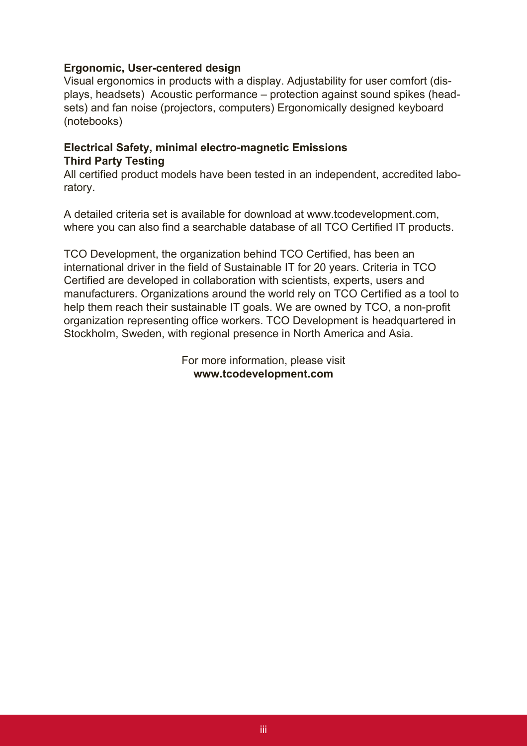**Ergonomic, User-centered design**

Visual ergonomics in products with a display. Adjustability for user comfort (displays, headsets) Acoustic performance – protection against sound spikes (headsets) and fan noise (projectors, computers) Ergonomically designed keyboard (notebooks)

**Electrical Safety, minimal electro-magnetic Emissions**

**Third Party Testing**

All certified product models have been tested in an independent, accredited laboratory.

A detailed criteria set is available for download at www.tcodevelopment.com, where you can also find a searchable database of all TCO Certified IT products.

TCO Development, the organization behind TCO Certified, has been an international driver in the field of Sustainable IT for 20 years. Criteria in TCO Certified are developed in collaboration with scientists, experts, users and manufacturers. Organizations around the world rely on TCO Certified as a tool to help them reach their sustainable IT goals. We are owned by TCO, a non-profit organization representing office workers. TCO Development is headquartered in Stockholm, Sweden, with regional presence in North America and Asia.

For more information, please visit
**www.tcodevelopment.com**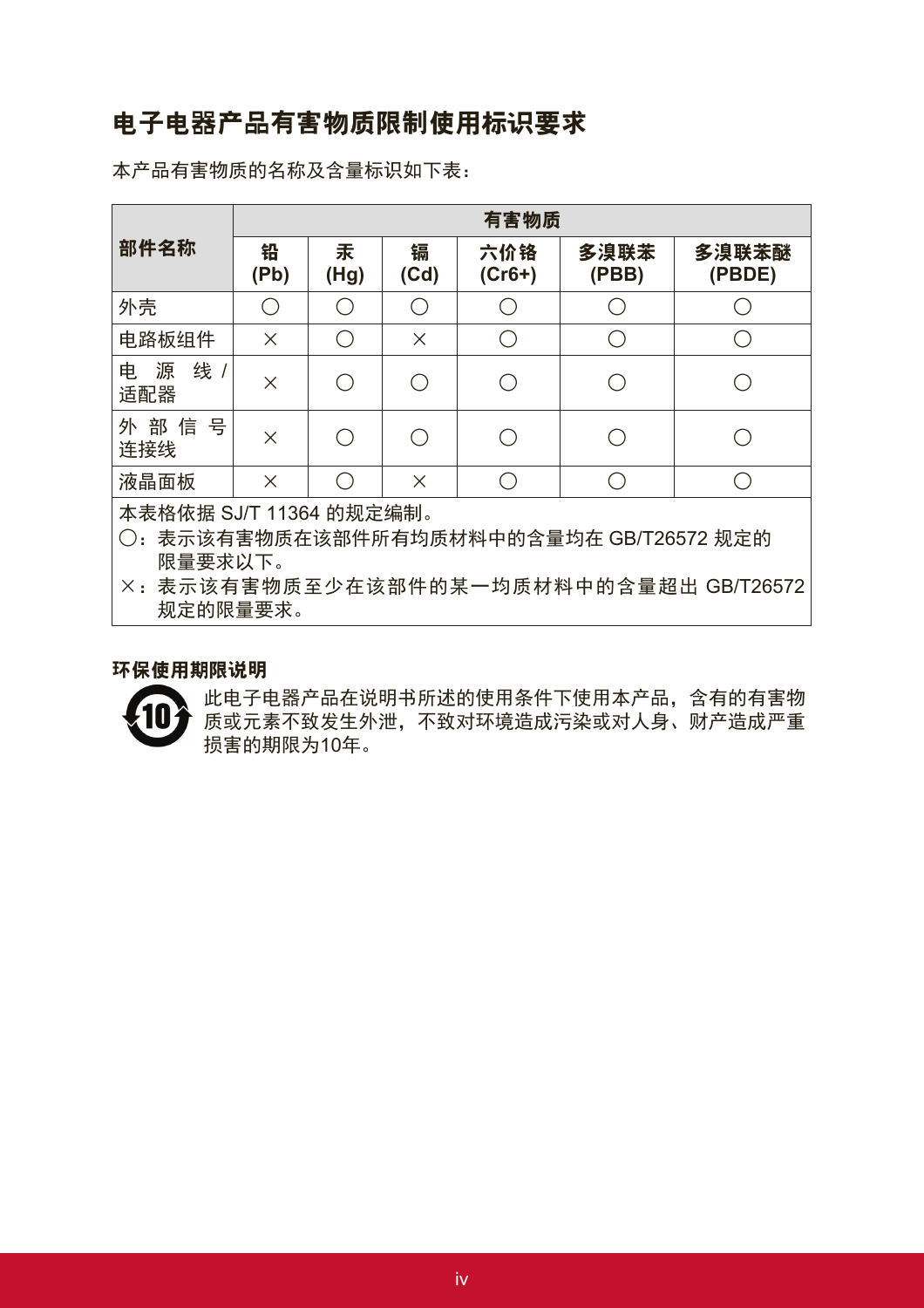# 电子电器产品有害物质限制使用标识要求

本产品有害物质的名称及含量标识如下表：

| 部件名称 | 有害物质 | | | | | |
|---|---|---|---|---|---|---|
| | 铅 (Pb) | 汞 (Hg) | 镉 (Cd) | 六价铬 (Cr6+) | 多溴联苯 (PBB) | 多溴联苯醚 (PBDE) |
| 外壳 | ○ | ○ | ○ | ○ | ○ | ○ |
| 电路板组件 | × | ○ | × | ○ | ○ | ○ |
| 电源线/适配器 | × | ○ | ○ | ○ | ○ | ○ |
| 外部信号连接线 | × | ○ | ○ | ○ | ○ | ○ |
| 液晶面板 | × | ○ | × | ○ | ○ | ○ |

本表格依据 SJ/T 11364 的规定编制。

○：表示该有害物质在该部件所有均质材料中的含量均在 GB/T26572 规定的限量要求以下。

×：表示该有害物质至少在该部件的某一均质材料中的含量超出 GB/T26572 规定的限量要求。

### 环保使用期限说明

此电子电器产品在说明书所述的使用条件下使用本产品，含有的有害物质或元素不致发生外泄，不致对环境造成污染或对人身、财产造成严重损害的期限为10年。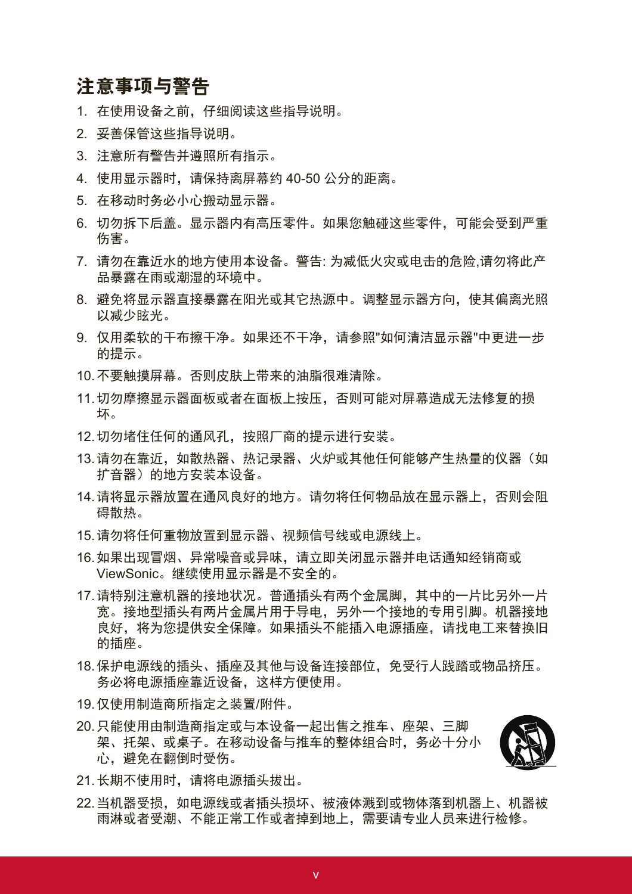# 注意事项与警告

1. 在使用设备之前，仔细阅读这些指导说明。
2. 妥善保管这些指导说明。
3. 注意所有警告并遵照所有指示。
4. 使用显示器时，请保持离屏幕约 40-50 公分的距离。
5. 在移动时务必小心搬动显示器。
6. 切勿拆下后盖。显示器内有高压零件。如果您触碰这些零件，可能会受到严重伤害。
7. 请勿在靠近水的地方使用本设备。警告: 为减低火灾或电击的危险,请勿将此产品暴露在雨或潮湿的环境中。
8. 避免将显示器直接暴露在阳光或其它热源中。调整显示器方向，使其偏离光照以减少眩光。
9. 仅用柔软的干布擦干净。如果还不干净，请参照"如何清洁显示器"中更进一步的提示。
10. 不要触摸屏幕。否则皮肤上带来的油脂很难清除。
11. 切勿摩擦显示器面板或者在面板上按压，否则可能对屏幕造成无法修复的损坏。
12. 切勿堵住任何的通风孔，按照厂商的提示进行安装。
13. 请勿在靠近，如散热器、热记录器、火炉或其他任何能够产生热量的仪器（如扩音器）的地方安装本设备。
14. 请将显示器放置在通风良好的地方。请勿将任何物品放在显示器上，否则会阻碍散热。
15. 请勿将任何重物放置到显示器、视频信号线或电源线上。
16. 如果出现冒烟、异常噪音或异味，请立即关闭显示器并电话通知经销商或 ViewSonic。继续使用显示器是不安全的。
17. 请特别注意机器的接地状况。普通插头有两个金属脚，其中的一片比另外一片宽。接地型插头有两片金属片用于导电，另外一个接地的专用引脚。机器接地良好，将为您提供安全保障。如果插头不能插入电源插座，请找电工来替换旧的插座。
18. 保护电源线的插头、插座及其他与设备连接部位，免受行人践踏或物品挤压。务必将电源插座靠近设备，这样方便使用。
19. 仅使用制造商所指定之装置/附件。
20. 只能使用由制造商指定或与本设备一起出售之推车、座架、三脚架、托架、或桌子。在移动设备与推车的整体组合时，务必十分小心，避免在翻倒时受伤。
21. 长期不使用时，请将电源插头拔出。
22. 当机器受损，如电源线或者插头损坏、被液体溅到或物体落到机器上、机器被雨淋或者受潮、不能正常工作或者掉到地上，需要请专业人员来进行检修。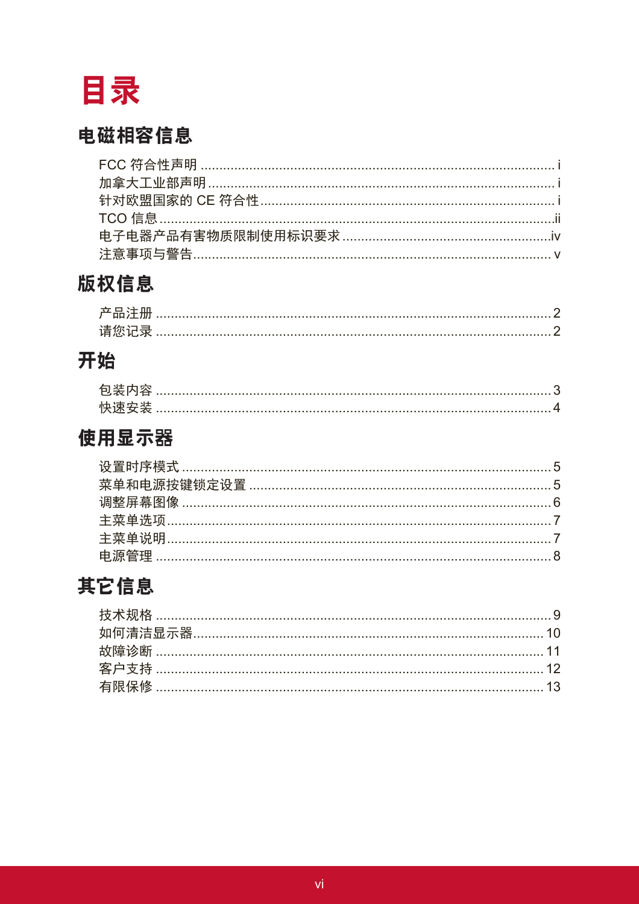# 目录

## 电磁相容信息

FCC 符合性声明 .......... i
加拿大工业部声明 .......... i
针对欧盟国家的 CE 符合性 .......... i
TCO 信息 .......... ii
电子电器产品有害物质限制使用标识要求 .......... iv
注意事项与警告 .......... v

## 版权信息

产品注册 .......... 2
请您记录 .......... 2

## 开始

包装内容 .......... 3
快速安装 .......... 4

## 使用显示器

设置时序模式 .......... 5
菜单和电源按键锁定设置 .......... 5
调整屏幕图像 .......... 6
主菜单选项 .......... 7
主菜单说明 .......... 7
电源管理 .......... 8

## 其它信息

技术规格 .......... 9
如何清洁显示器 .......... 10
故障诊断 .......... 11
客户支持 .......... 12
有限保修 .......... 13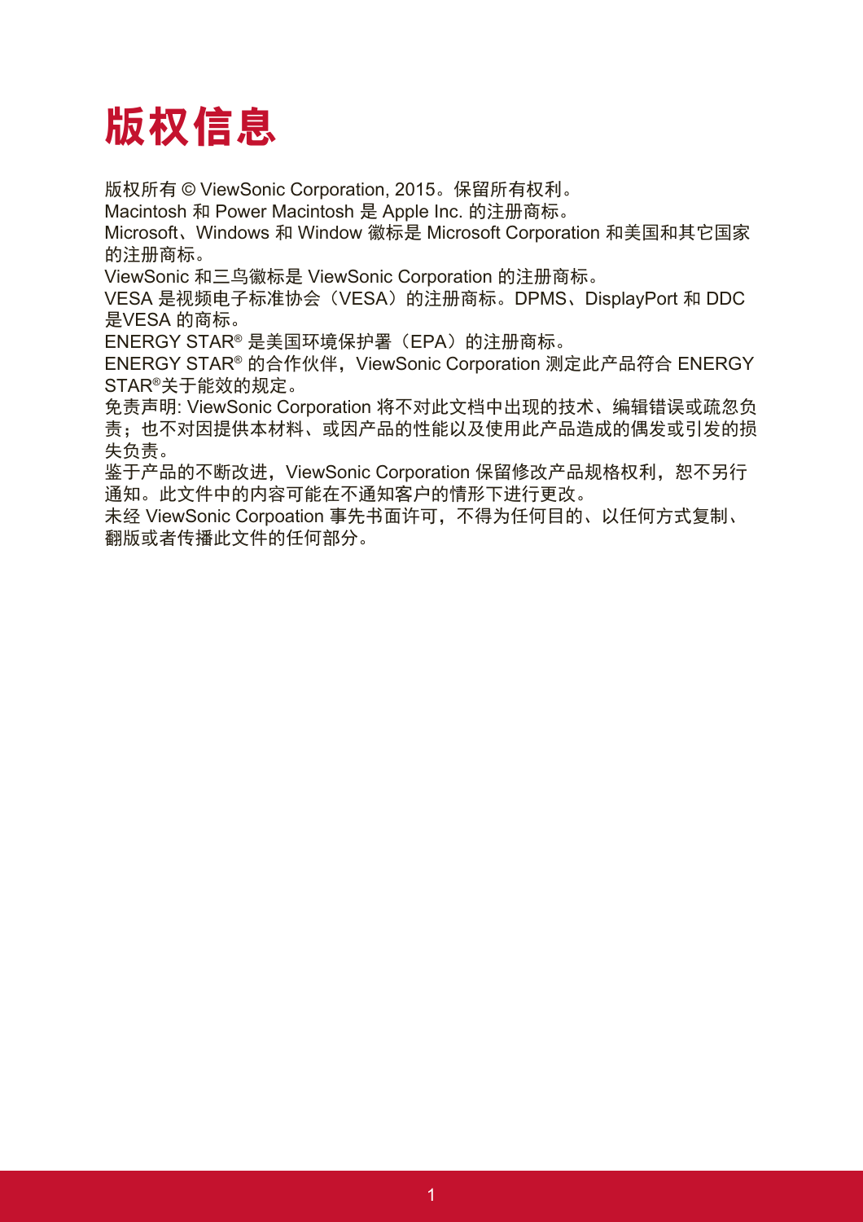# 版权信息

版权所有 © ViewSonic Corporation, 2015。保留所有权利。
Macintosh 和 Power Macintosh 是 Apple Inc. 的注册商标。
Microsoft、Windows 和 Window 徽标是 Microsoft Corporation 和美国和其它国家的注册商标。
ViewSonic 和三鸟徽标是 ViewSonic Corporation 的注册商标。
VESA 是视频电子标准协会（VESA）的注册商标。DPMS、DisplayPort 和 DDC 是VESA 的商标。
ENERGY STAR® 是美国环境保护署（EPA）的注册商标。
ENERGY STAR® 的合作伙伴，ViewSonic Corporation 测定此产品符合 ENERGY STAR®关于能效的规定。
免责声明: ViewSonic Corporation 将不对此文档中出现的技术、编辑错误或疏忽负责；也不对因提供本材料、或因产品的性能以及使用此产品造成的偶发或引发的损失负责。
鉴于产品的不断改进，ViewSonic Corporation 保留修改产品规格权利，恕不另行通知。此文件中的内容可能在不通知客户的情形下进行更改。
未经 ViewSonic Corpoation 事先书面许可，不得为任何目的、以任何方式复制、翻版或者传播此文件的任何部分。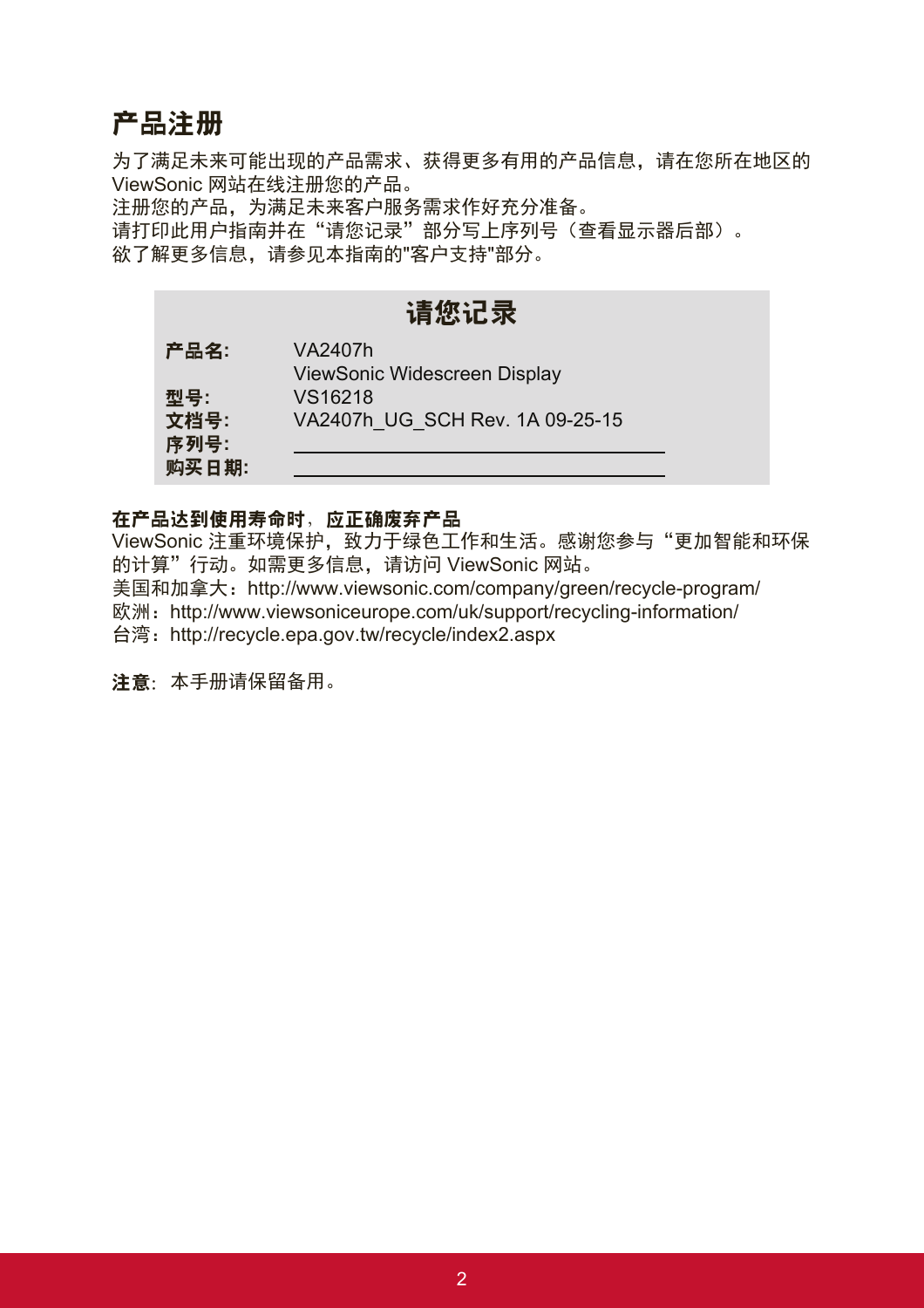# 产品注册

为了满足未来可能出现的产品需求、获得更多有用的产品信息，请在您所在地区的 ViewSonic 网站在线注册您的产品。
注册您的产品，为满足未来客户服务需求作好充分准备。
请打印此用户指南并在“请您记录”部分写上序列号（查看显示器后部）。
欲了解更多信息，请参见本指南的"客户支持"部分。

| 请您记录 | |
|---|---|
| **产品名:** | VA2407h<br>ViewSonic Widescreen Display |
| **型号:** | VS16218 |
| **文档号:** | VA2407h_UG_SCH Rev. 1A 09-25-15 |
| **序列号:** | ______________________ |
| **购买日期:** | ______________________ |

**在产品达到使用寿命时**，**应正确废弃产品**
ViewSonic 注重环境保护，致力于绿色工作和生活。感谢您参与“更加智能和环保的计算”行动。如需更多信息，请访问 ViewSonic 网站。
美国和加拿大：http://www.viewsonic.com/company/green/recycle-program/
欧洲：http://www.viewsoniceurope.com/uk/support/recycling-information/
台湾：http://recycle.epa.gov.tw/recycle/index2.aspx

**注意**：本手册请保留备用。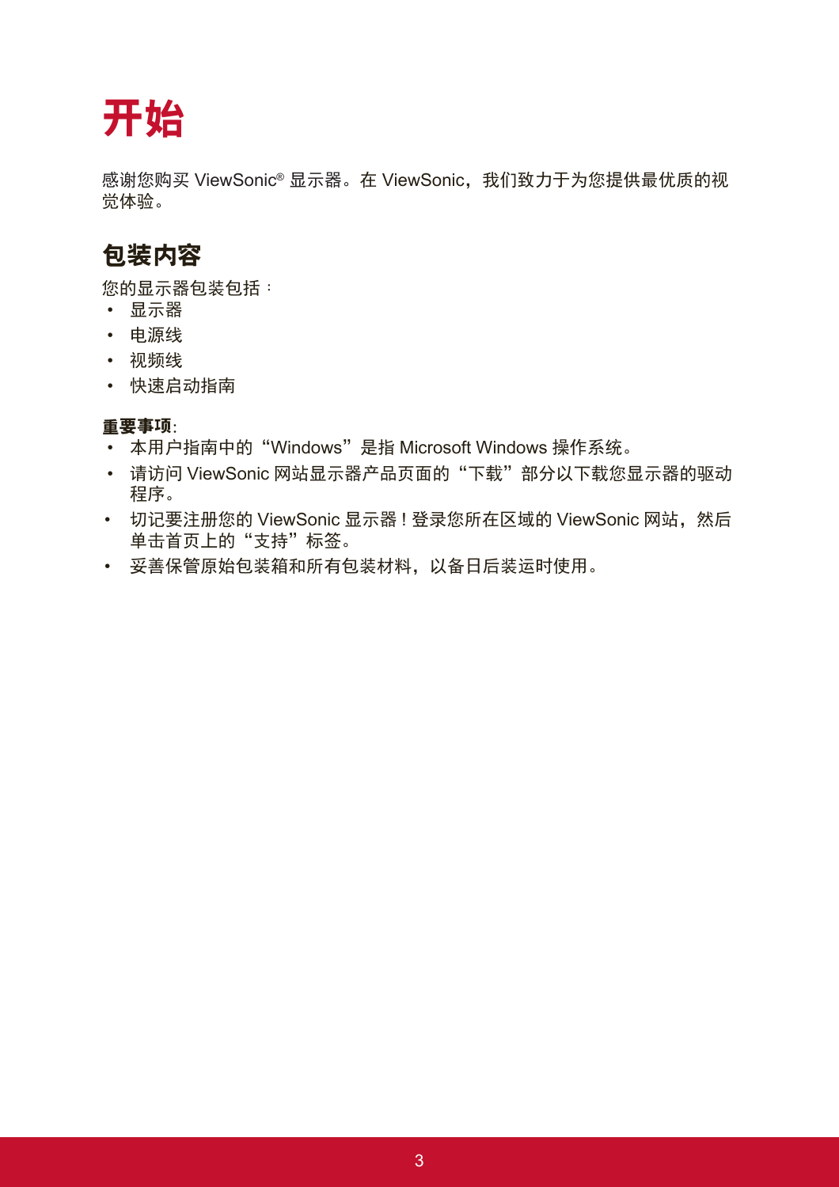# 开始

感谢您购买 ViewSonic® 显示器。在 ViewSonic，我们致力于为您提供最优质的视觉体验。

## 包装内容

您的显示器包装包括：

- 显示器
- 电源线
- 视频线
- 快速启动指南

**重要事项**:

- 本用户指南中的“Windows”是指 Microsoft Windows 操作系统。
- 请访问 ViewSonic 网站显示器产品页面的“下载”部分以下载您显示器的驱动程序。
- 切记要注册您的 ViewSonic 显示器！登录您所在区域的 ViewSonic 网站，然后单击首页上的“支持”标签。
- 妥善保管原始包装箱和所有包装材料，以备日后装运时使用。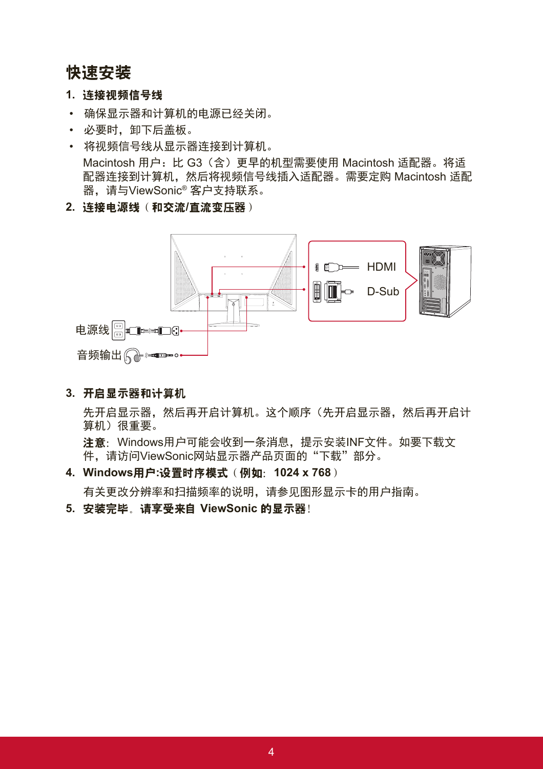# 快速安装

**1. 连接视频信号线**

- 确保显示器和计算机的电源已经关闭。
- 必要时，卸下后盖板。
- 将视频信号线从显示器连接到计算机。

  Macintosh 用户：比 G3（含）更早的机型需要使用 Macintosh 适配器。将适配器连接到计算机，然后将视频信号线插入适配器。需要定购 Macintosh 适配器，请与ViewSonic® 客户支持联系。

**2. 连接电源线（和交流/直流变压器）**

HDMI

D-Sub

电源线

音频输出

**3. 开启显示器和计算机**

先开启显示器，然后再开启计算机。这个顺序（先开启显示器，然后再开启计算机）很重要。

**注意**：Windows用户可能会收到一条消息，提示安装INF文件。如要下载文件，请访问ViewSonic网站显示器产品页面的“下载”部分。

**4. Windows用户:设置时序模式（例如：1024 x 768）**

有关更改分辨率和扫描频率的说明，请参见图形显示卡的用户指南。

**5. 安装完毕。请享受来自 ViewSonic 的显示器！**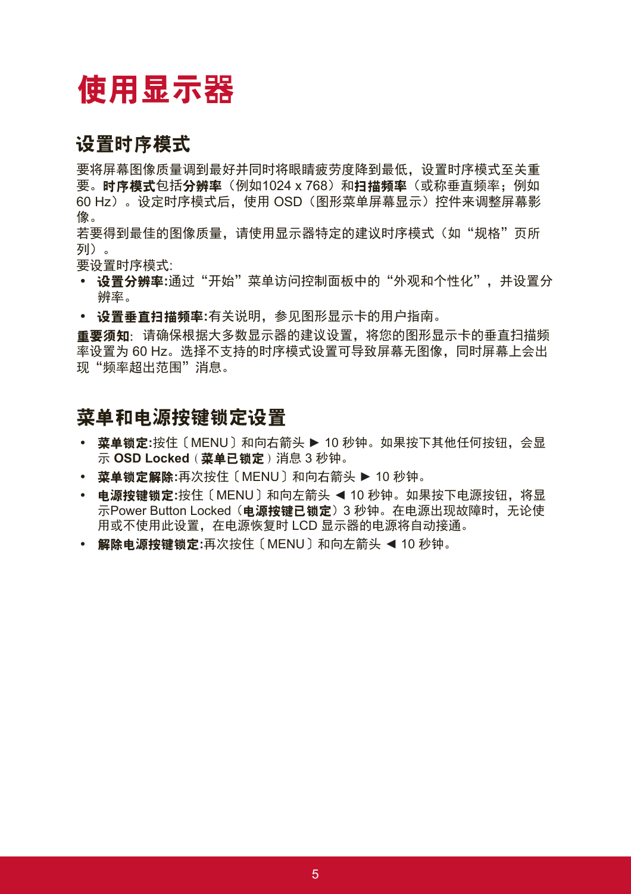# 使用显示器

## 设置时序模式

要将屏幕图像质量调到最好并同时将眼睛疲劳度降到最低，设置时序模式至关重要。**时序模式**包括**分辨率**（例如1024 x 768）和**扫描频率**（或称垂直频率；例如60 Hz）。设定时序模式后，使用 OSD（图形菜单屏幕显示）控件来调整屏幕影像。

若要得到最佳的图像质量，请使用显示器特定的建议时序模式（如“规格”页所列）。

要设置时序模式:

- **设置分辨率:**通过“开始”菜单访问控制面板中的“外观和个性化”，并设置分辨率。
- **设置垂直扫描频率:**有关说明，参见图形显示卡的用户指南。

**重要须知**：请确保根据大多数显示器的建议设置，将您的图形显示卡的垂直扫描频率设置为 60 Hz。选择不支持的时序模式设置可导致屏幕无图像，同时屏幕上会出现“频率超出范围”消息。

## 菜单和电源按键锁定设置

- **菜单锁定:**按住〔MENU〕和向右箭头 ► 10 秒钟。如果按下其他任何按钮，会显示 **OSD Locked**（**菜单已锁定**）消息 3 秒钟。
- **菜单锁定解除:**再次按住〔MENU〕和向右箭头 ► 10 秒钟。
- **电源按键锁定:**按住〔MENU〕和向左箭头 ◄ 10 秒钟。如果按下电源按钮，将显示Power Button Locked（**电源按键已锁定**）3 秒钟。在电源出现故障时，无论使用或不使用此设置，在电源恢复时 LCD 显示器的电源将自动接通。
- **解除电源按键锁定:**再次按住〔MENU〕和向左箭头 ◄ 10 秒钟。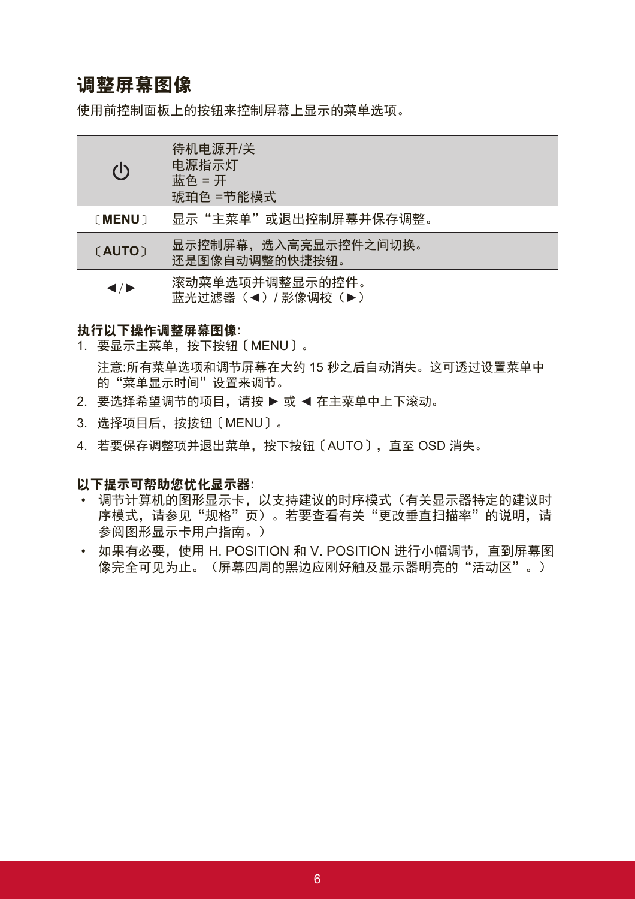# 调整屏幕图像

使用前控制面板上的按钮来控制屏幕上显示的菜单选项。

| | |
|---|---|
| ⏻ | 待机电源开/关<br>电源指示灯<br>蓝色 = 开<br>琥珀色 =节能模式 |
| 〔**MENU**〕 | 显示“主菜单”或退出控制屏幕并保存调整。 |
| 〔**AUTO**〕 | 显示控制屏幕，选入高亮显示控件之间切换。<br>还是图像自动调整的快捷按钮。 |
| ◄/► | 滚动菜单选项并调整显示的控件。<br>蓝光过滤器（◄）/ 影像调校（►） |

**执行以下操作调整屏幕图像:**

1. 要显示主菜单，按下按钮〔MENU〕。

   注意:所有菜单选项和调节屏幕在大约 15 秒之后自动消失。这可透过设置菜单中的“菜单显示时间”设置来调节。

2. 要选择希望调节的项目，请按 ► 或 ◄ 在主菜单中上下滚动。
3. 选择项目后，按按钮〔MENU〕。
4. 若要保存调整项并退出菜单，按下按钮〔AUTO〕，直至 OSD 消失。

**以下提示可帮助您优化显示器:**

- 调节计算机的图形显示卡，以支持建议的时序模式（有关显示器特定的建议时序模式，请参见“规格”页）。若要查看有关“更改垂直扫描率”的说明，请参阅图形显示卡用户指南。）
- 如果有必要，使用 H. POSITION 和 V. POSITION 进行小幅调节，直到屏幕图像完全可见为止。（屏幕四周的黑边应刚好触及显示器明亮的“活动区”。）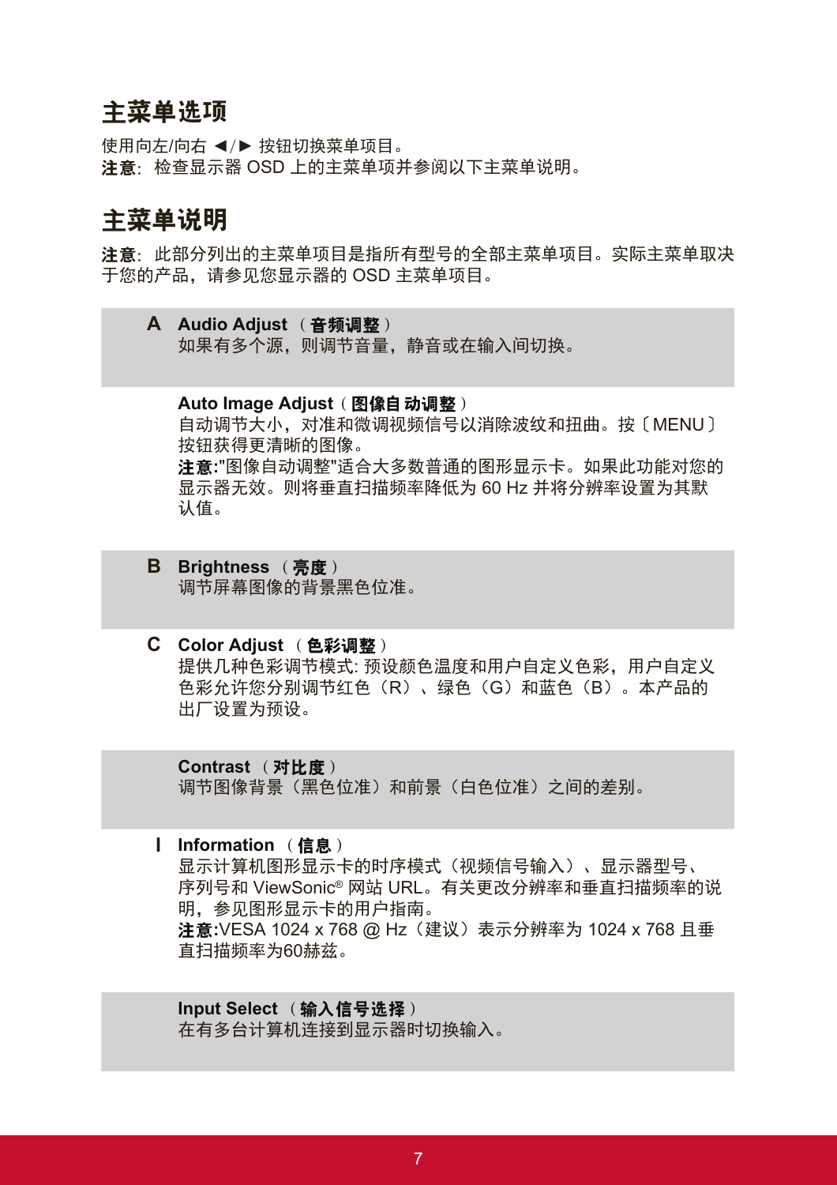## 主菜单选项

使用向左/向右 ◄/► 按钮切换菜单项目。
**注意**：检查显示器 OSD 上的主菜单项并参阅以下主菜单说明。

## 主菜单说明

**注意**：此部分列出的主菜单项目是指所有型号的全部主菜单项目。实际主菜单取决于您的产品，请参见您显示器的 OSD 主菜单项目。

**A**

**Audio Adjust （音频调整）**
如果有多个源，则调节音量，静音或在输入间切换。

**Auto Image Adjust（图像自 动调整）**
自动调节大小，对准和微调视频信号以消除波纹和扭曲。按〔MENU〕按钮获得更清晰的图像。
**注意:**"图像自动调整"适合大多数普通的图形显示卡。如果此功能对您的显示器无效。则将垂直扫描频率降低为 60 Hz 并将分辨率设置为其默认值。

**B**

**Brightness （亮度）**
调节屏幕图像的背景黑色位准。

**C**

**Color Adjust （色彩调整）**
提供几种色彩调节模式: 预设颜色温度和用户自定义色彩，用户自定义色彩允许您分别调节红色（R）、绿色（G）和蓝色（B）。本产品的出厂设置为预设。

**Contrast （对比度）**
调节图像背景（黑色位准）和前景（白色位准）之间的差别。

**I**

**Information （信息）**
显示计算机图形显示卡的时序模式（视频信号输入）、显示器型号、序列号和 ViewSonic® 网站 URL。有关更改分辨率和垂直扫描频率的说明，参见图形显示卡的用户指南。
**注意:**VESA 1024 x 768 @ Hz（建议）表示分辨率为 1024 x 768 且垂直扫描频率为60赫兹。

**Input Select （输入信号选择）**
在有多台计算机连接到显示器时切换输入。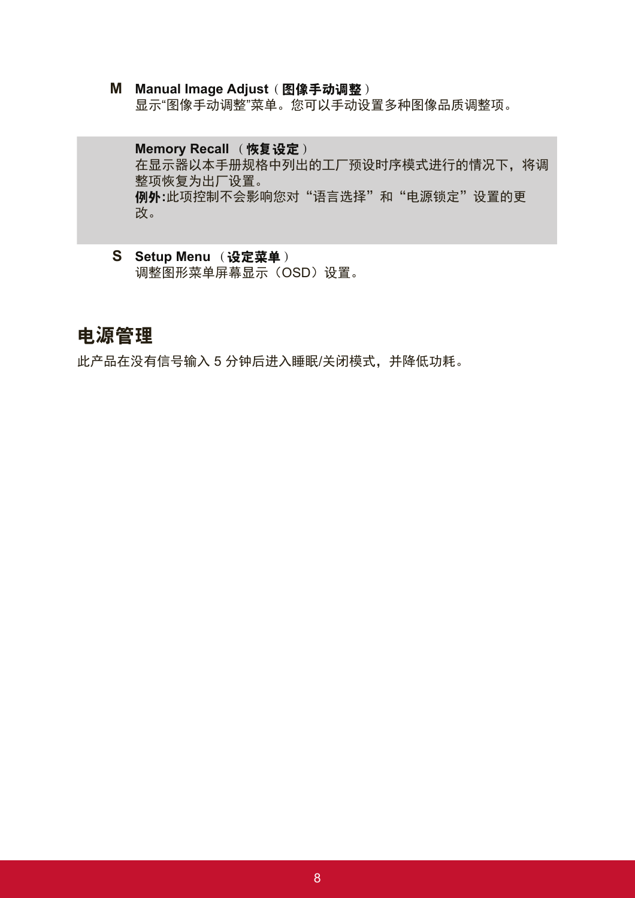**M** **Manual Image Adjust（图像手动调整）**
显示“图像手动调整”菜单。您可以手动设置多种图像品质调整项。

**Memory Recall （恢复设定）**
在显示器以本手册规格中列出的工厂预设时序模式进行的情况下，将调整项恢复为出厂设置。
**例外:**此项控制不会影响您对“语言选择”和“电源锁定”设置的更改。

**S** **Setup Menu （设定菜单）**
调整图形菜单屏幕显示（OSD）设置。

# 电源管理

此产品在没有信号输入 5 分钟后进入睡眠/关闭模式，并降低功耗。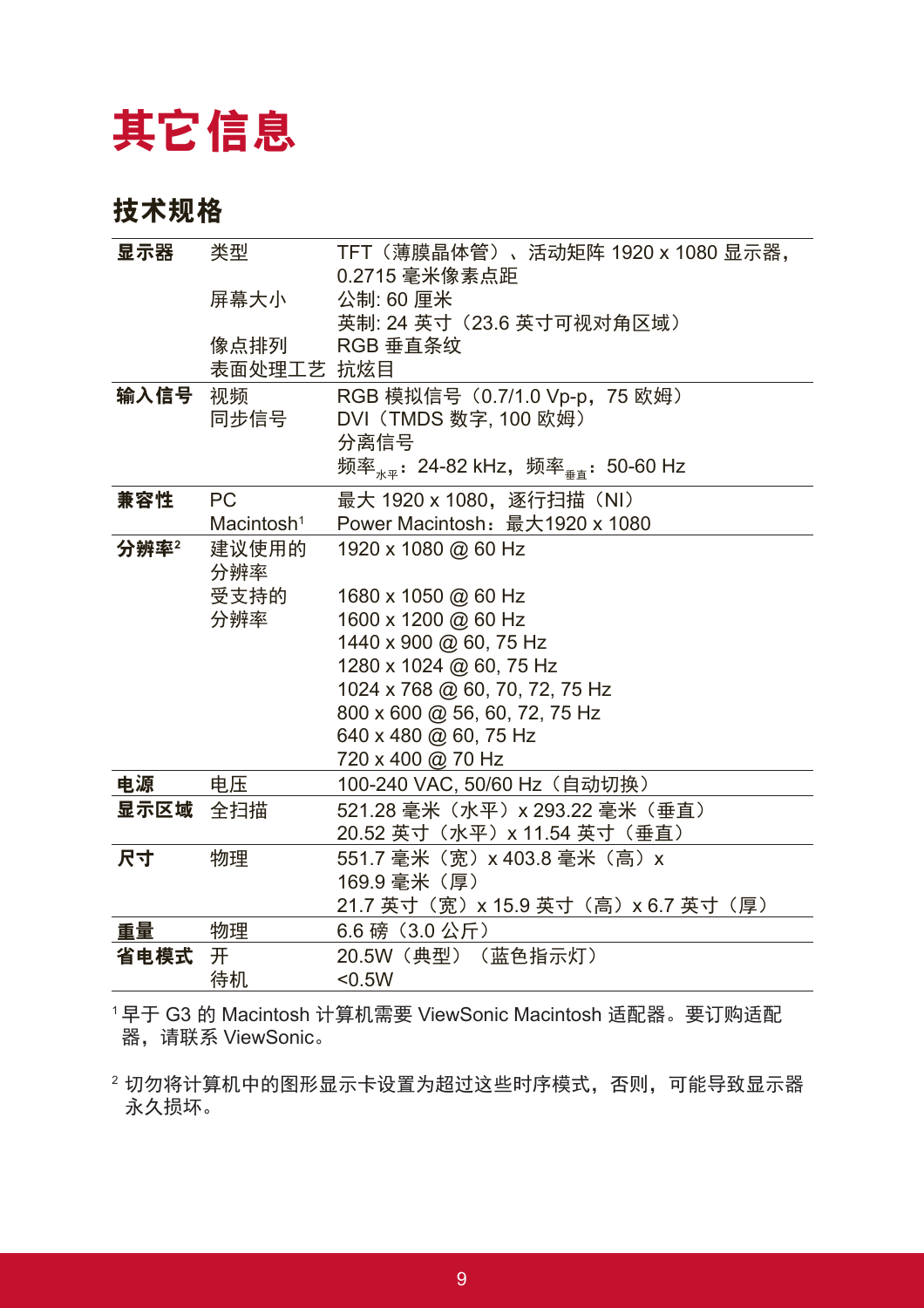# 其它信息

## 技术规格

| | | |
|---|---|---|
| **显示器** | 类型 | TFT（薄膜晶体管）、活动矩阵 1920 x 1080 显示器，0.2715 毫米像素点距 |
| | 屏幕大小 | 公制: 60 厘米<br>英制: 24 英寸（23.6 英寸可视对角区域） |
| | 像点排列 | RGB 垂直条纹 |
| | 表面处理工艺 | 抗炫目 |
| **输入信号** | 视频 | RGB 模拟信号（0.7/1.0 Vp-p，75 欧姆） |
| | 同步信号 | DVI（TMDS 数字, 100 欧姆）<br>分离信号<br>频率$_{水平}$：24-82 kHz，频率$_{垂直}$：50-60 Hz |
| **兼容性** | PC | 最大 1920 x 1080，逐行扫描（NI） |
| | Macintosh[1] | Power Macintosh：最大1920 x 1080 |
| **分辨率[2]** | 建议使用的分辨率 | 1920 x 1080 @ 60 Hz |
| | 受支持的分辨率 | 1680 x 1050 @ 60 Hz<br>1600 x 1200 @ 60 Hz<br>1440 x 900 @ 60, 75 Hz<br>1280 x 1024 @ 60, 75 Hz<br>1024 x 768 @ 60, 70, 72, 75 Hz<br>800 x 600 @ 56, 60, 72, 75 Hz<br>640 x 480 @ 60, 75 Hz<br>720 x 400 @ 70 Hz |
| **电源** | 电压 | 100-240 VAC, 50/60 Hz（自动切换） |
| **显示区域** | 全扫描 | 521.28 毫米（水平）x 293.22 毫米（垂直）<br>20.52 英寸（水平）x 11.54 英寸（垂直） |
| **尺寸** | 物理 | 551.7 毫米（宽）x 403.8 毫米（高）x 169.9 毫米（厚）<br>21.7 英寸（宽）x 15.9 英寸（高）x 6.7 英寸（厚） |
| **重量** | 物理 | 6.6 磅（3.0 公斤） |
| **省电模式** | 开 | 20.5W（典型）（蓝色指示灯） |
| | 待机 | <0.5W |

[1] 早于 G3 的 Macintosh 计算机需要 ViewSonic Macintosh 适配器。要订购适配器，请联系 ViewSonic。

[2] 切勿将计算机中的图形显示卡设置为超过这些时序模式，否则，可能导致显示器永久损坏。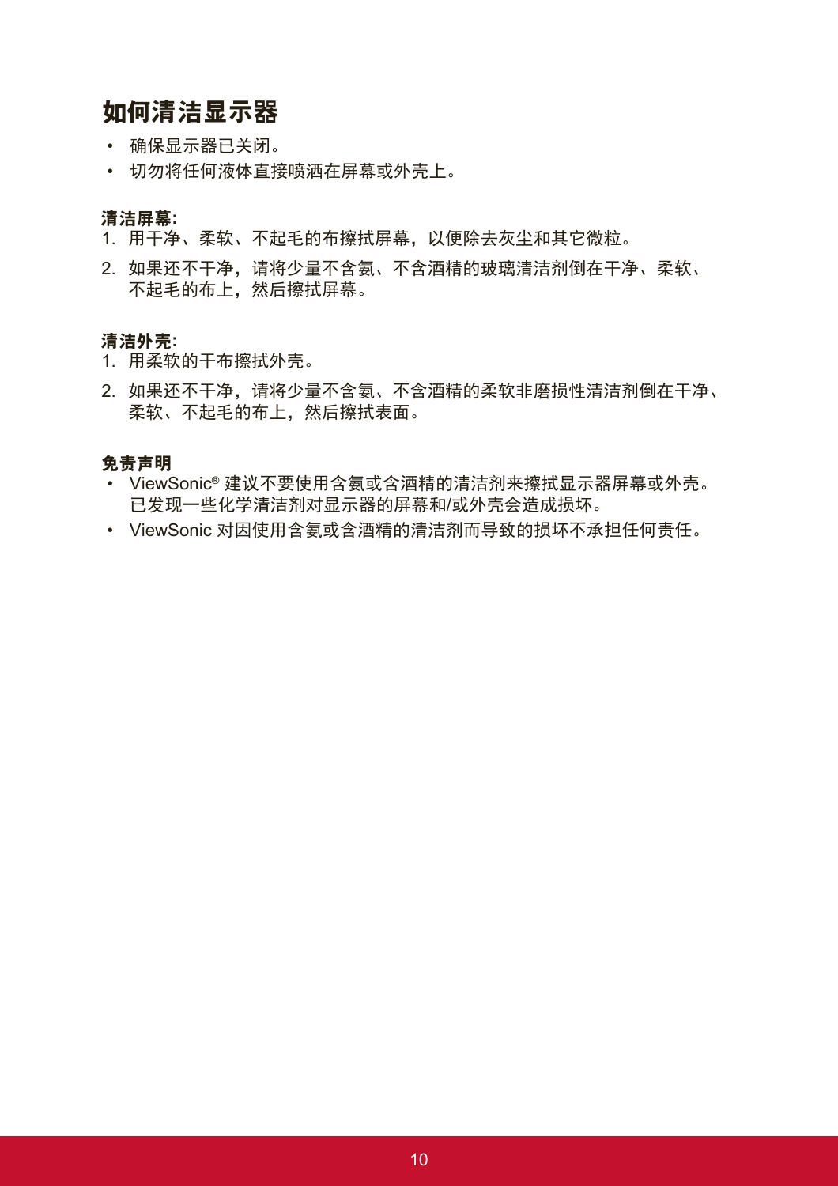# 如何清洁显示器

- 确保显示器已关闭。
- 切勿将任何液体直接喷洒在屏幕或外壳上。

**清洁屏幕:**

1. 用干净、柔软、不起毛的布擦拭屏幕，以便除去灰尘和其它微粒。
2. 如果还不干净，请将少量不含氨、不含酒精的玻璃清洁剂倒在干净、柔软、不起毛的布上，然后擦拭屏幕。

**清洁外壳:**

1. 用柔软的干布擦拭外壳。
2. 如果还不干净，请将少量不含氨、不含酒精的柔软非磨损性清洁剂倒在干净、柔软、不起毛的布上，然后擦拭表面。

**免责声明**

- ViewSonic® 建议不要使用含氨或含酒精的清洁剂来擦拭显示器屏幕或外壳。已发现一些化学清洁剂对显示器的屏幕和/或外壳会造成损坏。
- ViewSonic 对因使用含氨或含酒精的清洁剂而导致的损坏不承担任何责任。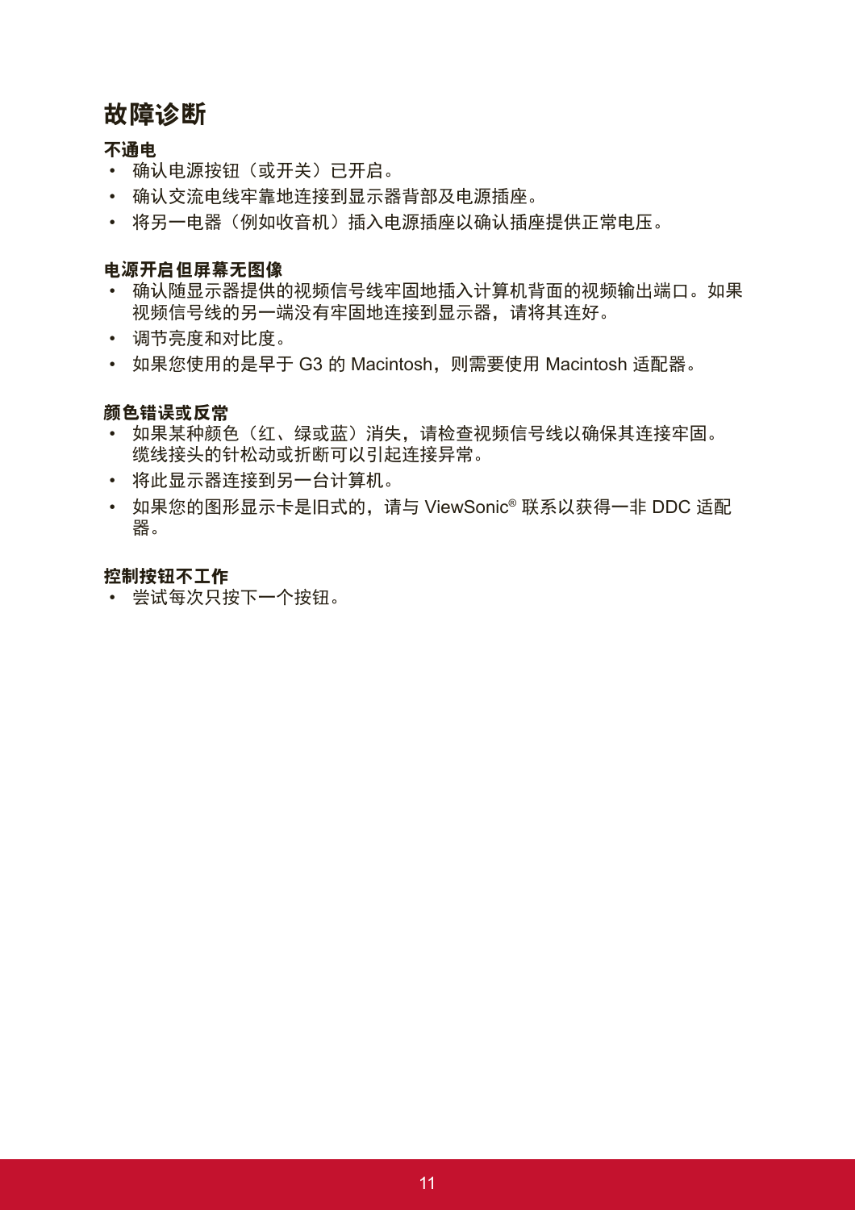# 故障诊断

### 不通电

- 确认电源按钮（或开关）已开启。
- 确认交流电线牢靠地连接到显示器背部及电源插座。
- 将另一电器（例如收音机）插入电源插座以确认插座提供正常电压。

### 电源开启但屏幕无图像

- 确认随显示器提供的视频信号线牢固地插入计算机背面的视频输出端口。如果视频信号线的另一端没有牢固地连接到显示器，请将其连好。
- 调节亮度和对比度。
- 如果您使用的是早于 G3 的 Macintosh，则需要使用 Macintosh 适配器。

### 颜色错误或反常

- 如果某种颜色（红、绿或蓝）消失，请检查视频信号线以确保其连接牢固。缆线接头的针松动或折断可以引起连接异常。
- 将此显示器连接到另一台计算机。
- 如果您的图形显示卡是旧式的，请与 ViewSonic® 联系以获得一非 DDC 适配器。

### 控制按钮不工作

- 尝试每次只按下一个按钮。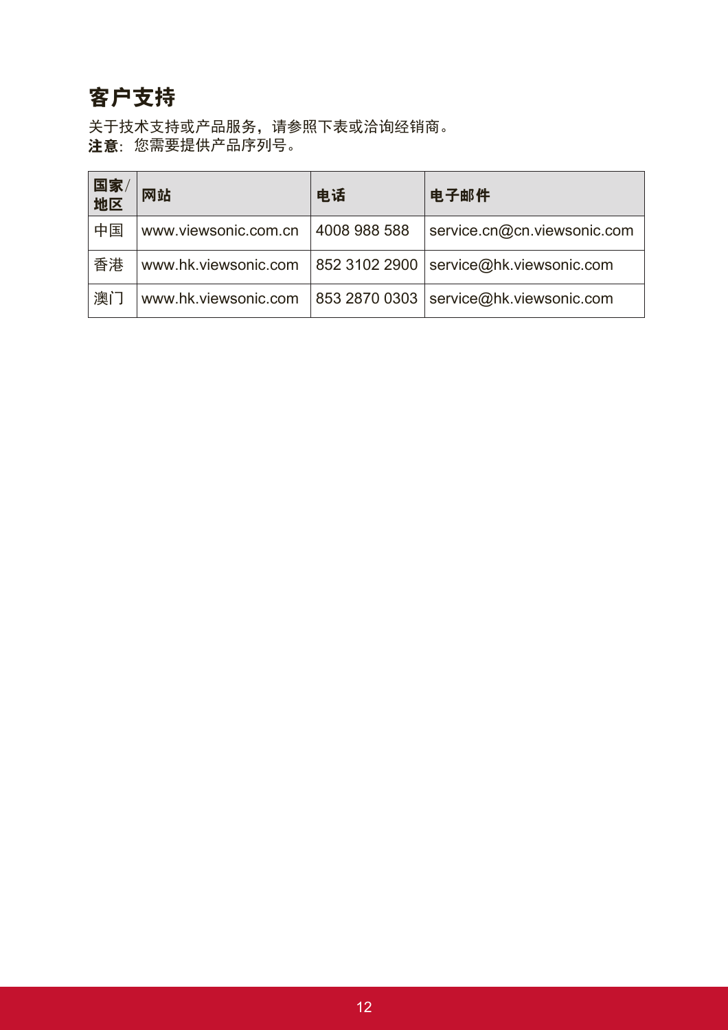# 客户支持

关于技术支持或产品服务，请参照下表或洽询经销商。
**注意**：您需要提供产品序列号。

| **国家/地区** | **网站** | **电话** | **电子邮件** |
|---|---|---|---|
| 中国 | www.viewsonic.com.cn | 4008 988 588 | service.cn@cn.viewsonic.com |
| 香港 | www.hk.viewsonic.com | 852 3102 2900 | service@hk.viewsonic.com |
| 澳门 | www.hk.viewsonic.com | 853 2870 0303 | service@hk.viewsonic.com |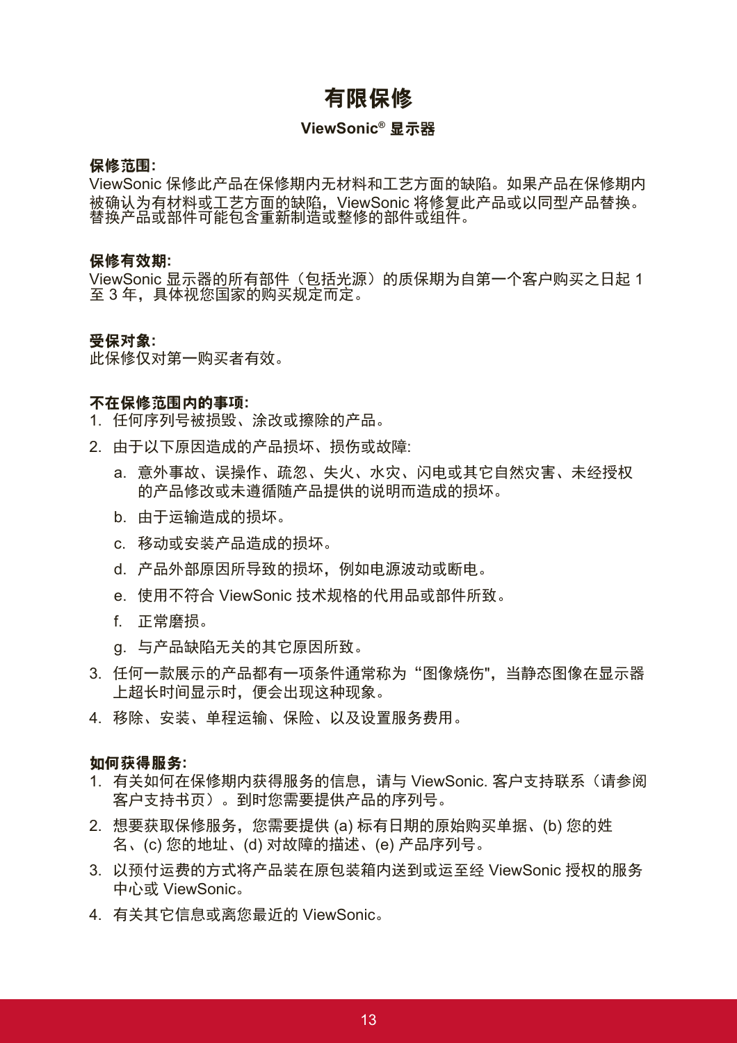# 有限保修

## ViewSonic® 显示器

**保修范围:**
ViewSonic 保修此产品在保修期内无材料和工艺方面的缺陷。如果产品在保修期内被确认为有材料或工艺方面的缺陷，ViewSonic 将修复此产品或以同型产品替换。替换产品或部件可能包含重新制造或整修的部件或组件。

**保修有效期:**
ViewSonic 显示器的所有部件（包括光源）的质保期为自第一个客户购买之日起 1 至 3 年，具体视您国家的购买规定而定。

**受保对象:**
此保修仅对第一购买者有效。

**不在保修范围内的事项:**

1. 任何序列号被损毁、涂改或擦除的产品。
2. 由于以下原因造成的产品损坏、损伤或故障:
   a. 意外事故、误操作、疏忽、失火、水灾、闪电或其它自然灾害、未经授权的产品修改或未遵循随产品提供的说明而造成的损坏。
   b. 由于运输造成的损坏。
   c. 移动或安装产品造成的损坏。
   d. 产品外部原因所导致的损坏，例如电源波动或断电。
   e. 使用不符合 ViewSonic 技术规格的代用品或部件所致。
   f. 正常磨损。
   g. 与产品缺陷无关的其它原因所致。
3. 任何一款展示的产品都有一项条件通常称为“图像烧伤"，当静态图像在显示器上超长时间显示时，便会出现这种现象。
4. 移除、安装、单程运输、保险、以及设置服务费用。

**如何获得服务:**

1. 有关如何在保修期内获得服务的信息，请与 ViewSonic. 客户支持联系（请参阅客户支持书页）。到时您需要提供产品的序列号。
2. 想要获取保修服务，您需要提供 (a) 标有日期的原始购买单据、(b) 您的姓名、(c) 您的地址、(d) 对故障的描述、(e) 产品序列号。
3. 以预付运费的方式将产品装在原包装箱内送到或运至经 ViewSonic 授权的服务中心或 ViewSonic。
4. 有关其它信息或离您最近的 ViewSonic。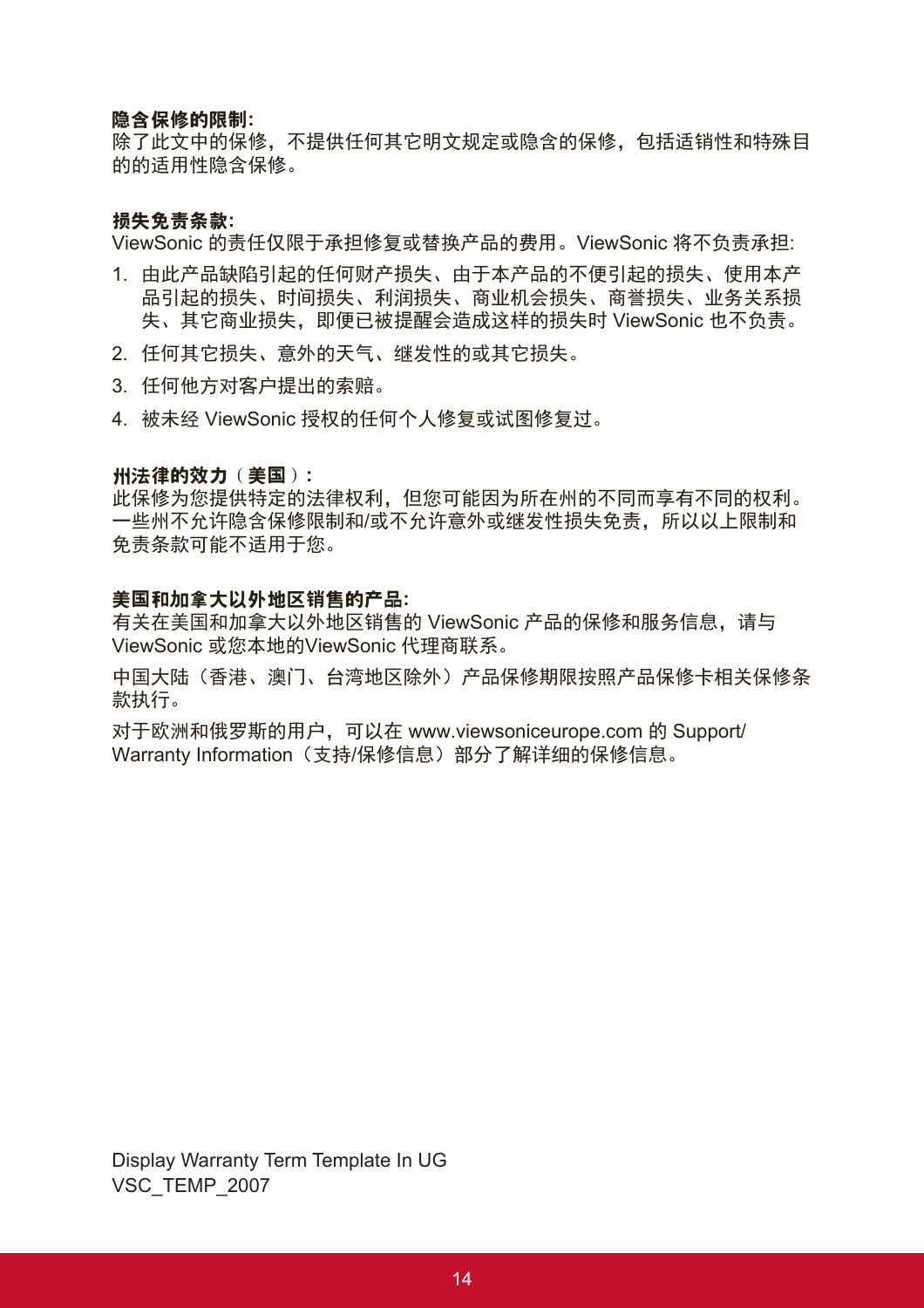**隐含保修的限制:**
除了此文中的保修，不提供任何其它明文规定或隐含的保修，包括适销性和特殊目的的适用性隐含保修。

**损失免责条款:**
ViewSonic 的责任仅限于承担修复或替换产品的费用。ViewSonic 将不负责承担:

1. 由此产品缺陷引起的任何财产损失、由于本产品的不便引起的损失、使用本产品引起的损失、时间损失、利润损失、商业机会损失、商誉损失、业务关系损失、其它商业损失，即便已被提醒会造成这样的损失时 ViewSonic 也不负责。
2. 任何其它损失、意外的天气、继发性的或其它损失。
3. 任何他方对客户提出的索赔。
4. 被未经 ViewSonic 授权的任何个人修复或试图修复过。

**州法律的效力（美国）:**
此保修为您提供特定的法律权利，但您可能因为所在州的不同而享有不同的权利。一些州不允许隐含保修限制和/或不允许意外或继发性损失免责，所以以上限制和免责条款可能不适用于您。

**美国和加拿大以外地区销售的产品:**
有关在美国和加拿大以外地区销售的 ViewSonic 产品的保修和服务信息，请与 ViewSonic 或您本地的ViewSonic 代理商联系。

中国大陆（香港、澳门、台湾地区除外）产品保修期限按照产品保修卡相关保修条款执行。

对于欧洲和俄罗斯的用户，可以在 www.viewsoniceurope.com 的 Support/ Warranty Information（支持/保修信息）部分了解详细的保修信息。

Display Warranty Term Template In UG
VSC_TEMP_2007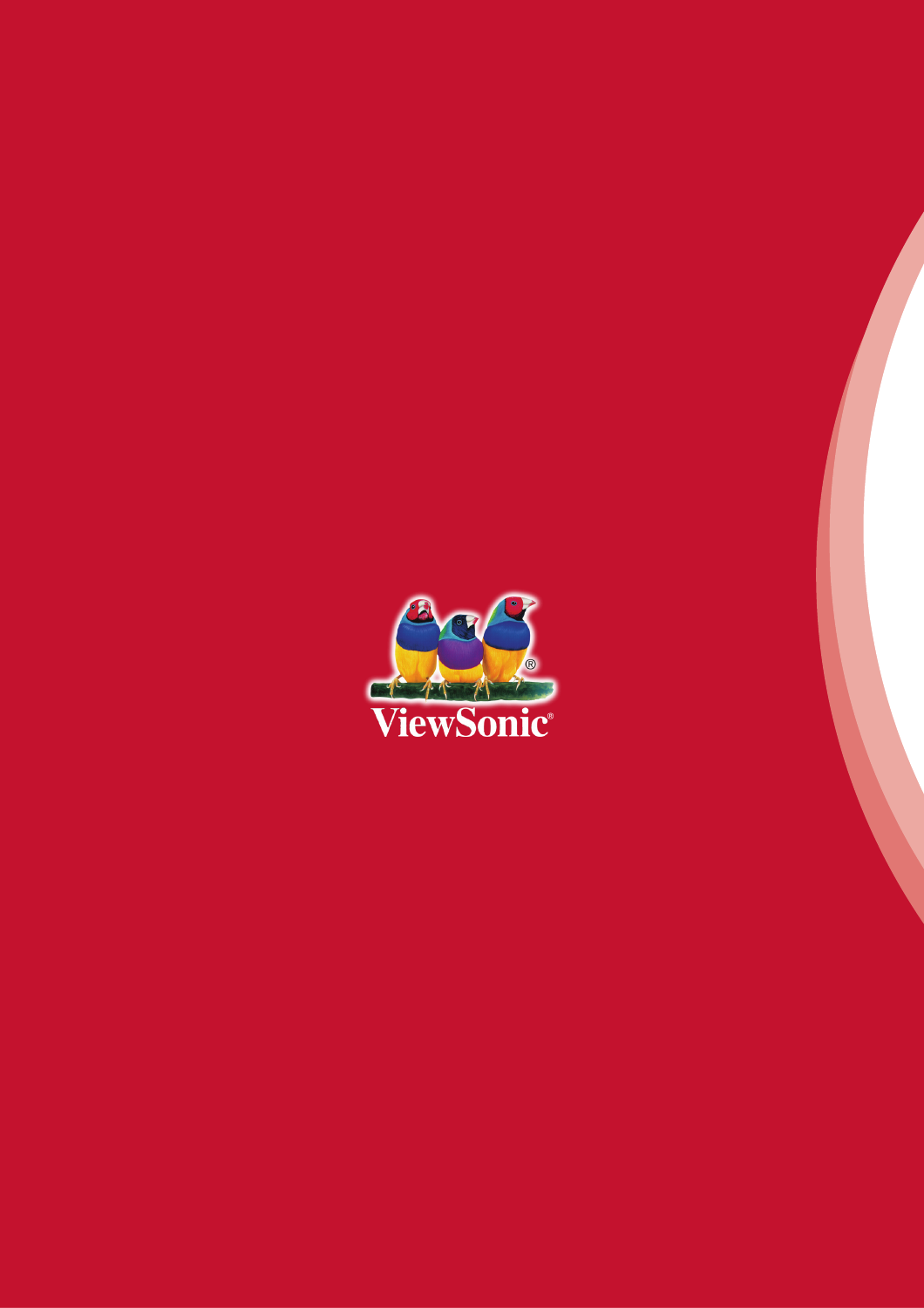ViewSonic®